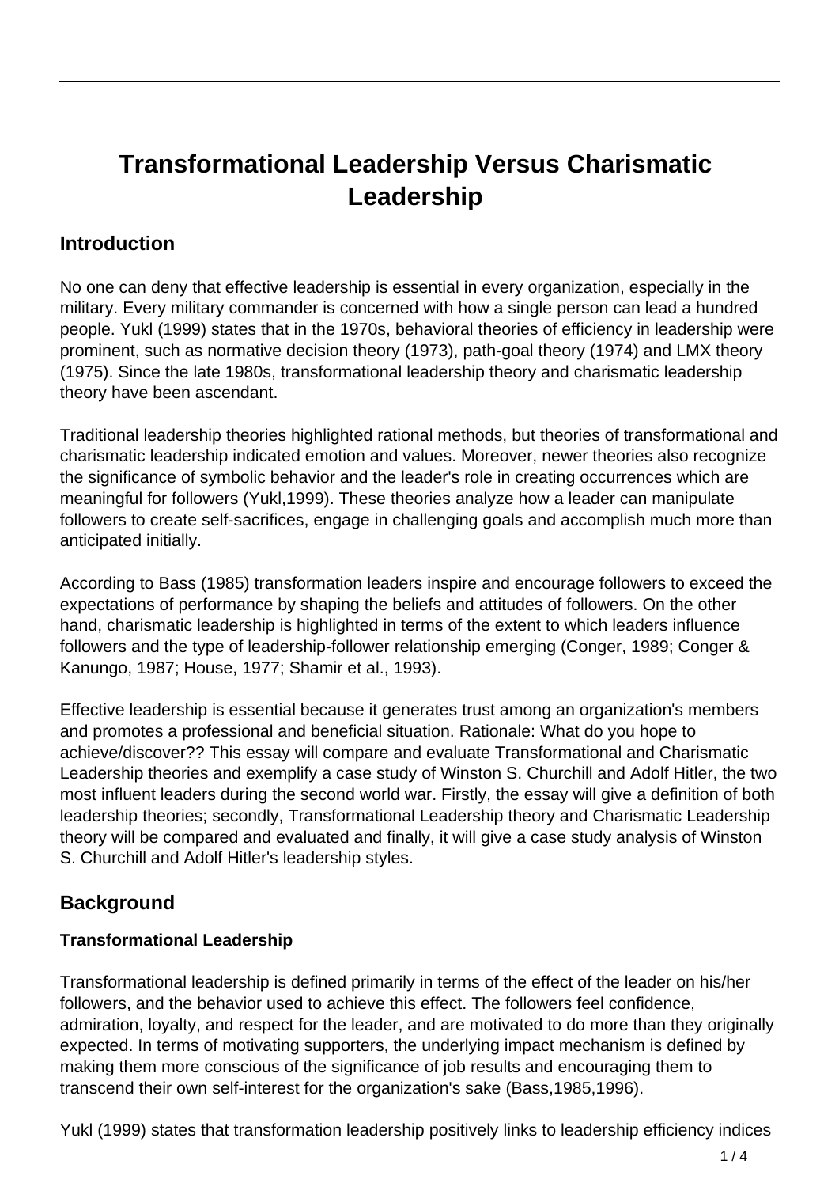# Transformational Leadership Versus Charismatic Leadership

## Introduction

No one can deny that effective leadership is essential in every organization, especially in the military. Every military commander is concerned with how a single person can lead a hundred people. Yukl (1999) states that in the 1970s, behavioral theories of efficiency in leadership were prominent, such as normative decision theory (1973), path-goal theory (1974) and LMX theory (1975). Since the late 1980s, transformational leadership theory and charismatic leadership theory have been ascendant.

Traditional leadership theories highlighted rational methods, but theories of transformational and charismatic leadership indicated emotion and values. Moreover, newer theories also recognize the significance of symbolic behavior and the leader's role in creating occurrences which are meaningful for followers (Yukl,1999). These theories analyze how a leader can manipulate followers to create self-sacrifices, engage in challenging goals and accomplish much more than anticipated initially.

According to Bass (1985) transformation leaders inspire and encourage followers to exceed the expectations of performance by shaping the beliefs and attitudes of followers. On the other hand, charismatic leadership is highlighted in terms of the extent to which leaders influence followers and the type of leadership-follower relationship emerging (Conger, 1989; Conger & Kanungo, 1987; House, 1977; Shamir et al., 1993).

Effective leadership is essential because it generates trust among an organization's members and promotes a professional and beneficial situation. Rationale: What do you hope to achieve/discover?? This essay will compare and evaluate Transformational and Charismatic Leadership theories and exemplify a case study of Winston S. Churchill and Adolf Hitler, the two most influent leaders during the second world war. Firstly, the essay will give a definition of both leadership theories; secondly, Transformational Leadership theory and Charismatic Leadership theory will be compared and evaluated and finally, it will give a case study analysis of Winston S. Churchill and Adolf Hitler's leadership styles.

## Background

### Transformational Leadership

Transformational leadership is defined primarily in terms of the effect of the leader on his/her followers, and the behavior used to achieve this effect. The followers feel confidence, admiration, loyalty, and respect for the leader, and are motivated to do more than they originally expected. In terms of motivating supporters, the underlying impact mechanism is defined by making them more conscious of the significance of job results and encouraging them to transcend their own self-interest for the organization's sake (Bass,1985,1996).

Yukl (1999) states that transformation leadership positively links to leadership efficiency indices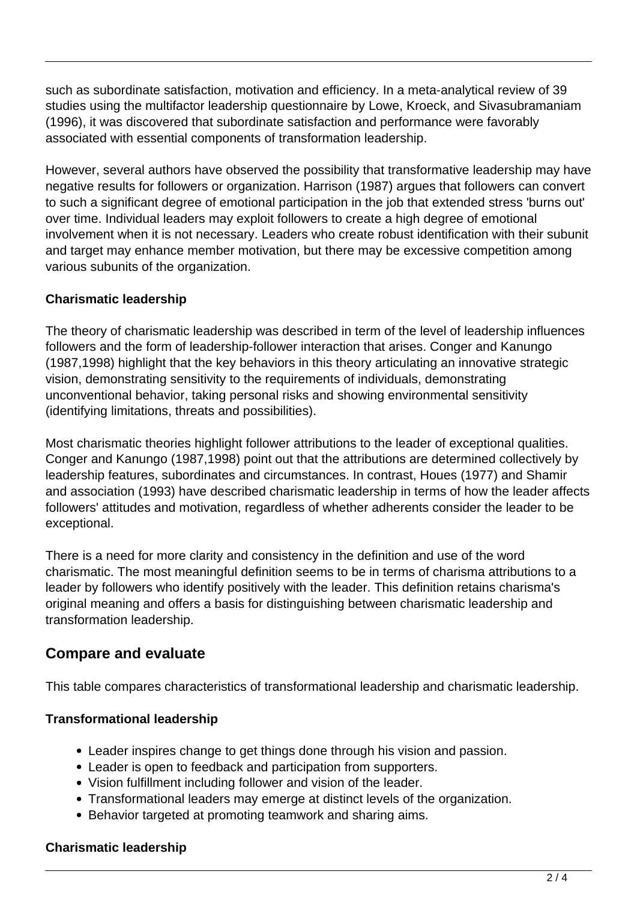such as subordinate satisfaction, motivation and efficiency. In a meta-analytical review of 39 studies using the multifactor leadership questionnaire by Lowe, Kroeck, and Sivasubramaniam (1996), it was discovered that subordinate satisfaction and performance were favorably associated with essential components of transformation leadership.

However, several authors have observed the possibility that transformative leadership may have negative results for followers or organization. Harrison (1987) argues that followers can convert to such a significant degree of emotional participation in the job that extended stress 'burns out' over time. Individual leaders may exploit followers to create a high degree of emotional involvement when it is not necessary. Leaders who create robust identification with their subunit and target may enhance member motivation, but there may be excessive competition among various subunits of the organization.

**Charismatic leadership**

The theory of charismatic leadership was described in term of the level of leadership influences followers and the form of leadership-follower interaction that arises. Conger and Kanungo (1987,1998) highlight that the key behaviors in this theory articulating an innovative strategic vision, demonstrating sensitivity to the requirements of individuals, demonstrating unconventional behavior, taking personal risks and showing environmental sensitivity (identifying limitations, threats and possibilities).

Most charismatic theories highlight follower attributions to the leader of exceptional qualities. Conger and Kanungo (1987,1998) point out that the attributions are determined collectively by leadership features, subordinates and circumstances. In contrast, Houes (1977) and Shamir and association (1993) have described charismatic leadership in terms of how the leader affects followers' attitudes and motivation, regardless of whether adherents consider the leader to be exceptional.

There is a need for more clarity and consistency in the definition and use of the word charismatic. The most meaningful definition seems to be in terms of charisma attributions to a leader by followers who identify positively with the leader. This definition retains charisma's original meaning and offers a basis for distinguishing between charismatic leadership and transformation leadership.

## Compare and evaluate

This table compares characteristics of transformational leadership and charismatic leadership.

**Transformational leadership**

- Leader inspires change to get things done through his vision and passion.
- Leader is open to feedback and participation from supporters.
- Vision fulfillment including follower and vision of the leader.
- Transformational leaders may emerge at distinct levels of the organization.
- Behavior targeted at promoting teamwork and sharing aims.

**Charismatic leadership**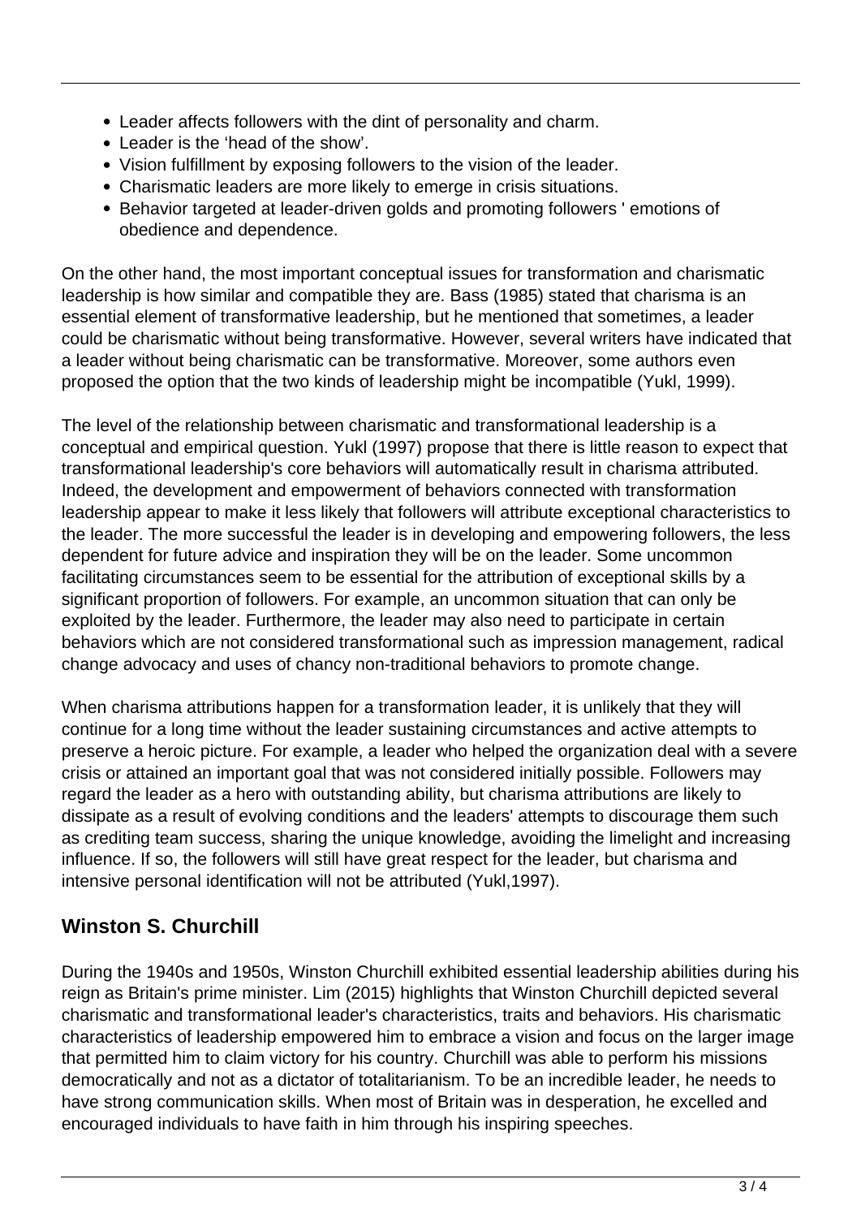- Leader affects followers with the dint of personality and charm.
- Leader is the 'head of the show'.
- Vision fulfillment by exposing followers to the vision of the leader.
- Charismatic leaders are more likely to emerge in crisis situations.
- Behavior targeted at leader-driven golds and promoting followers ' emotions of obedience and dependence.

On the other hand, the most important conceptual issues for transformation and charismatic leadership is how similar and compatible they are. Bass (1985) stated that charisma is an essential element of transformative leadership, but he mentioned that sometimes, a leader could be charismatic without being transformative. However, several writers have indicated that a leader without being charismatic can be transformative. Moreover, some authors even proposed the option that the two kinds of leadership might be incompatible (Yukl, 1999).

The level of the relationship between charismatic and transformational leadership is a conceptual and empirical question. Yukl (1997) propose that there is little reason to expect that transformational leadership's core behaviors will automatically result in charisma attributed. Indeed, the development and empowerment of behaviors connected with transformation leadership appear to make it less likely that followers will attribute exceptional characteristics to the leader. The more successful the leader is in developing and empowering followers, the less dependent for future advice and inspiration they will be on the leader. Some uncommon facilitating circumstances seem to be essential for the attribution of exceptional skills by a significant proportion of followers. For example, an uncommon situation that can only be exploited by the leader. Furthermore, the leader may also need to participate in certain behaviors which are not considered transformational such as impression management, radical change advocacy and uses of chancy non-traditional behaviors to promote change.

When charisma attributions happen for a transformation leader, it is unlikely that they will continue for a long time without the leader sustaining circumstances and active attempts to preserve a heroic picture. For example, a leader who helped the organization deal with a severe crisis or attained an important goal that was not considered initially possible. Followers may regard the leader as a hero with outstanding ability, but charisma attributions are likely to dissipate as a result of evolving conditions and the leaders' attempts to discourage them such as crediting team success, sharing the unique knowledge, avoiding the limelight and increasing influence. If so, the followers will still have great respect for the leader, but charisma and intensive personal identification will not be attributed (Yukl,1997).

## Winston S. Churchill

During the 1940s and 1950s, Winston Churchill exhibited essential leadership abilities during his reign as Britain's prime minister. Lim (2015) highlights that Winston Churchill depicted several charismatic and transformational leader's characteristics, traits and behaviors. His charismatic characteristics of leadership empowered him to embrace a vision and focus on the larger image that permitted him to claim victory for his country. Churchill was able to perform his missions democratically and not as a dictator of totalitarianism. To be an incredible leader, he needs to have strong communication skills. When most of Britain was in desperation, he excelled and encouraged individuals to have faith in him through his inspiring speeches.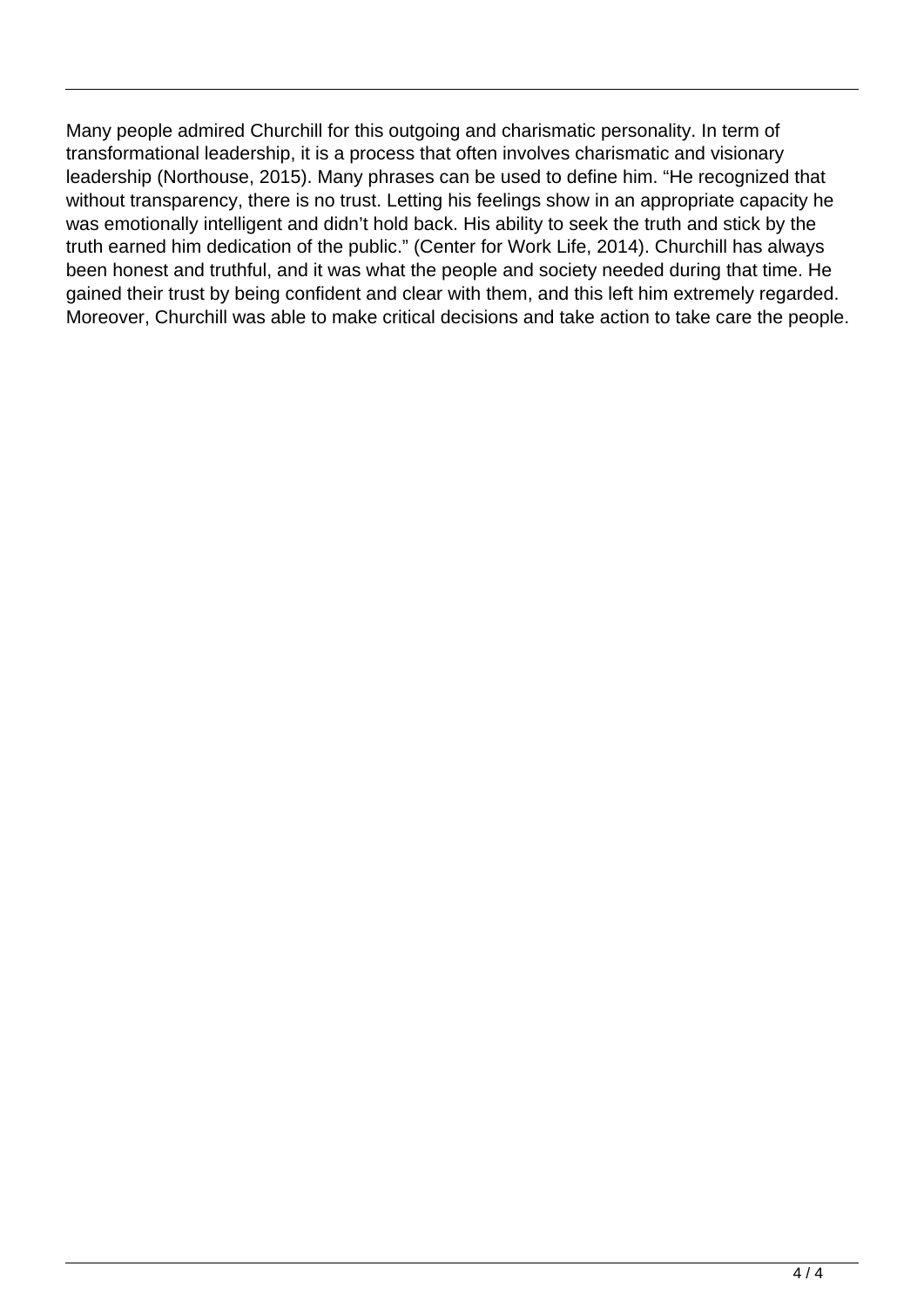Many people admired Churchill for this outgoing and charismatic personality. In term of transformational leadership, it is a process that often involves charismatic and visionary leadership (Northouse, 2015). Many phrases can be used to define him. “He recognized that without transparency, there is no trust. Letting his feelings show in an appropriate capacity he was emotionally intelligent and didn’t hold back. His ability to seek the truth and stick by the truth earned him dedication of the public.” (Center for Work Life, 2014). Churchill has always been honest and truthful, and it was what the people and society needed during that time. He gained their trust by being confident and clear with them, and this left him extremely regarded. Moreover, Churchill was able to make critical decisions and take action to take care the people.